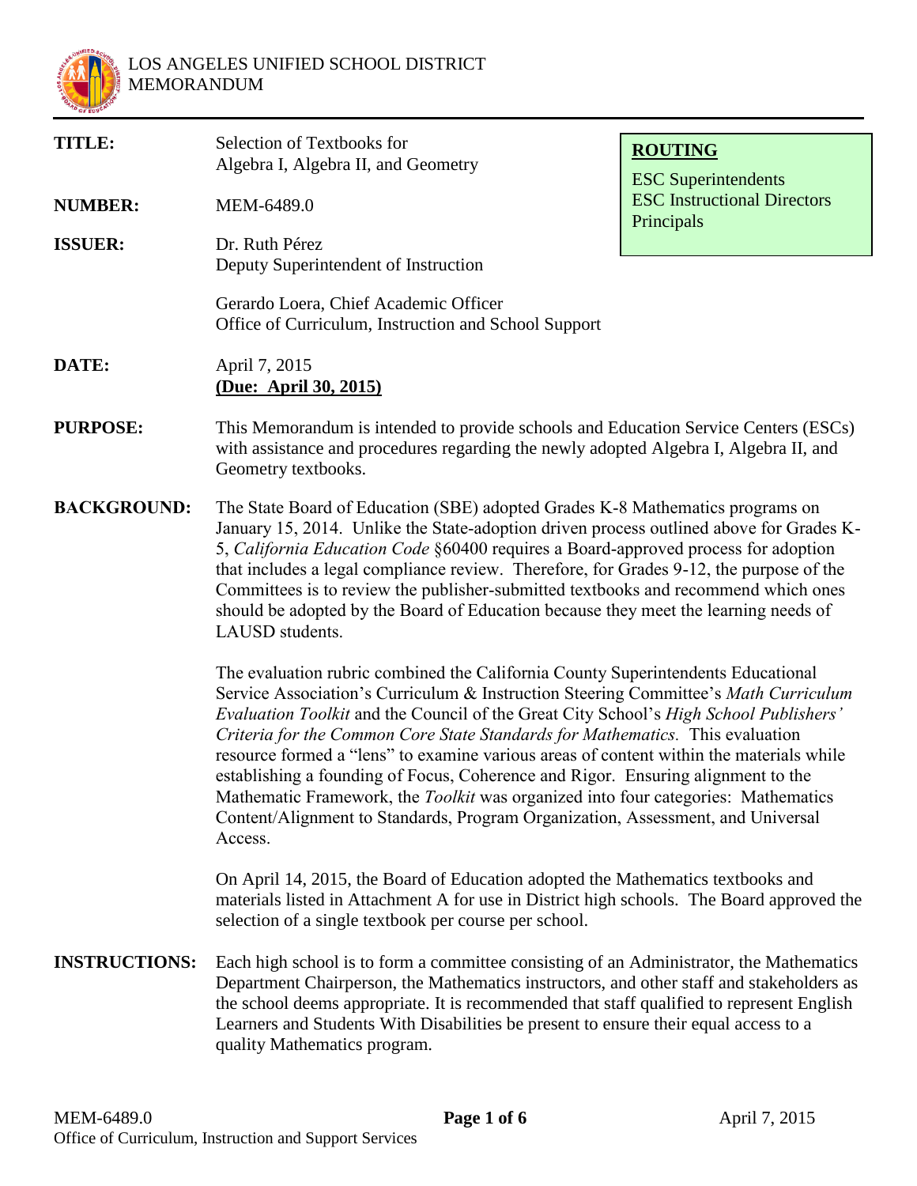LOS ANGELES UNIFIED SCHOOL DISTRICT
MEMORANDUM

| | |
|---|---|
| **TITLE:** | Selection of Textbooks for Algebra I, Algebra II, and Geometry |
| **NUMBER:** | MEM-6489.0 |
| **ISSUER:** | Dr. Ruth Pérez<br>Deputy Superintendent of Instruction<br><br>Gerardo Loera, Chief Academic Officer<br>Office of Curriculum, Instruction and School Support |
| **DATE:** | April 7, 2015<br>**(Due: April 30, 2015)** |

**ROUTING**
ESC Superintendents
ESC Instructional Directors
Principals

**PURPOSE:** This Memorandum is intended to provide schools and Education Service Centers (ESCs) with assistance and procedures regarding the newly adopted Algebra I, Algebra II, and Geometry textbooks.

**BACKGROUND:** The State Board of Education (SBE) adopted Grades K-8 Mathematics programs on January 15, 2014. Unlike the State-adoption driven process outlined above for Grades K-5, *California Education Code* §60400 requires a Board-approved process for adoption that includes a legal compliance review. Therefore, for Grades 9-12, the purpose of the Committees is to review the publisher-submitted textbooks and recommend which ones should be adopted by the Board of Education because they meet the learning needs of LAUSD students.

The evaluation rubric combined the California County Superintendents Educational Service Association's Curriculum & Instruction Steering Committee's *Math Curriculum Evaluation Toolkit* and the Council of the Great City School's *High School Publishers' Criteria for the Common Core State Standards for Mathematics.* This evaluation resource formed a "lens" to examine various areas of content within the materials while establishing a founding of Focus, Coherence and Rigor. Ensuring alignment to the Mathematic Framework, the *Toolkit* was organized into four categories: Mathematics Content/Alignment to Standards, Program Organization, Assessment, and Universal Access.

On April 14, 2015, the Board of Education adopted the Mathematics textbooks and materials listed in Attachment A for use in District high schools. The Board approved the selection of a single textbook per course per school.

**INSTRUCTIONS:** Each high school is to form a committee consisting of an Administrator, the Mathematics Department Chairperson, the Mathematics instructors, and other staff and stakeholders as the school deems appropriate. It is recommended that staff qualified to represent English Learners and Students With Disabilities be present to ensure their equal access to a quality Mathematics program.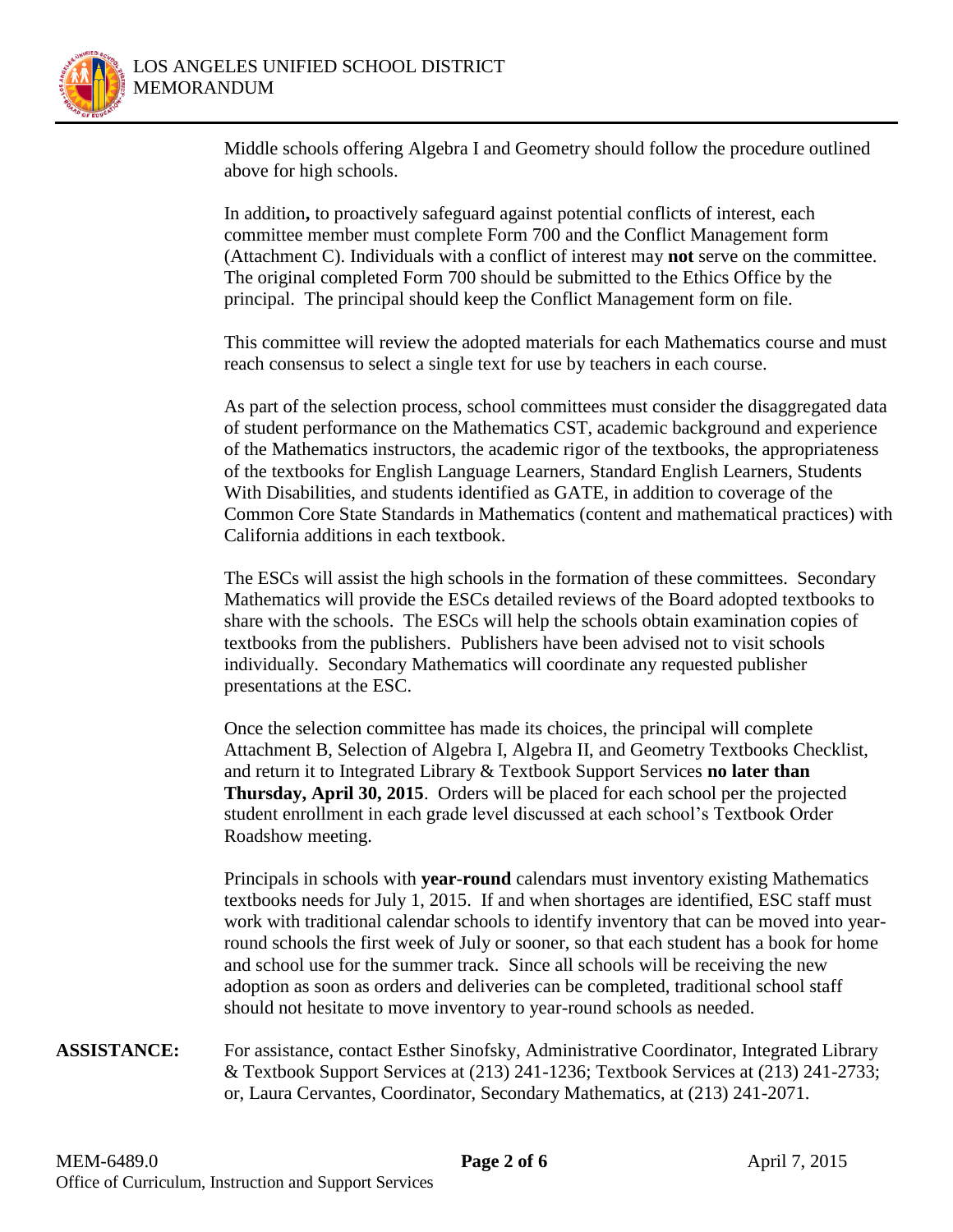Middle schools offering Algebra I and Geometry should follow the procedure outlined above for high schools.

In addition**,** to proactively safeguard against potential conflicts of interest, each committee member must complete Form 700 and the Conflict Management form (Attachment C). Individuals with a conflict of interest may **not** serve on the committee. The original completed Form 700 should be submitted to the Ethics Office by the principal. The principal should keep the Conflict Management form on file.

This committee will review the adopted materials for each Mathematics course and must reach consensus to select a single text for use by teachers in each course.

As part of the selection process, school committees must consider the disaggregated data of student performance on the Mathematics CST, academic background and experience of the Mathematics instructors, the academic rigor of the textbooks, the appropriateness of the textbooks for English Language Learners, Standard English Learners, Students With Disabilities, and students identified as GATE, in addition to coverage of the Common Core State Standards in Mathematics (content and mathematical practices) with California additions in each textbook.

The ESCs will assist the high schools in the formation of these committees. Secondary Mathematics will provide the ESCs detailed reviews of the Board adopted textbooks to share with the schools. The ESCs will help the schools obtain examination copies of textbooks from the publishers. Publishers have been advised not to visit schools individually. Secondary Mathematics will coordinate any requested publisher presentations at the ESC.

Once the selection committee has made its choices, the principal will complete Attachment B, Selection of Algebra I, Algebra II, and Geometry Textbooks Checklist, and return it to Integrated Library & Textbook Support Services **no later than Thursday, April 30, 2015**. Orders will be placed for each school per the projected student enrollment in each grade level discussed at each school's Textbook Order Roadshow meeting.

Principals in schools with **year-round** calendars must inventory existing Mathematics textbooks needs for July 1, 2015. If and when shortages are identified, ESC staff must work with traditional calendar schools to identify inventory that can be moved into year-round schools the first week of July or sooner, so that each student has a book for home and school use for the summer track. Since all schools will be receiving the new adoption as soon as orders and deliveries can be completed, traditional school staff should not hesitate to move inventory to year-round schools as needed.

**ASSISTANCE:** For assistance, contact Esther Sinofsky, Administrative Coordinator, Integrated Library & Textbook Support Services at (213) 241-1236; Textbook Services at (213) 241-2733; or, Laura Cervantes, Coordinator, Secondary Mathematics, at (213) 241-2071.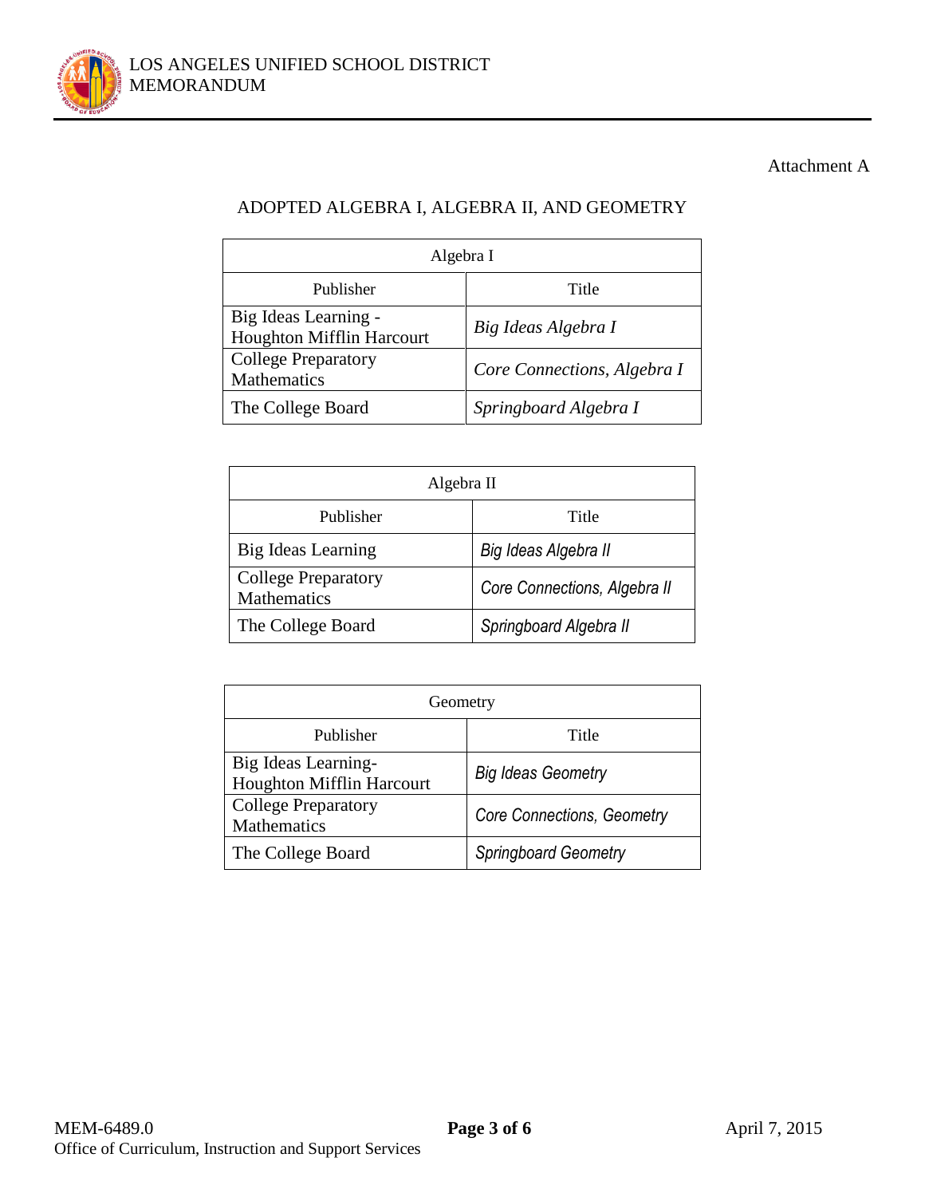Attachment A

## ADOPTED ALGEBRA I, ALGEBRA II, AND GEOMETRY

| Algebra I | |
|---|---|
| Publisher | Title |
| Big Ideas Learning - Houghton Mifflin Harcourt | *Big Ideas Algebra I* |
| College Preparatory Mathematics | *Core Connections, Algebra I* |
| The College Board | *Springboard Algebra I* |

| Algebra II | |
|---|---|
| Publisher | Title |
| Big Ideas Learning | *Big Ideas Algebra II* |
| College Preparatory Mathematics | *Core Connections, Algebra II* |
| The College Board | *Springboard Algebra II* |

| Geometry | |
|---|---|
| Publisher | Title |
| Big Ideas Learning- Houghton Mifflin Harcourt | *Big Ideas Geometry* |
| College Preparatory Mathematics | *Core Connections, Geometry* |
| The College Board | *Springboard Geometry* |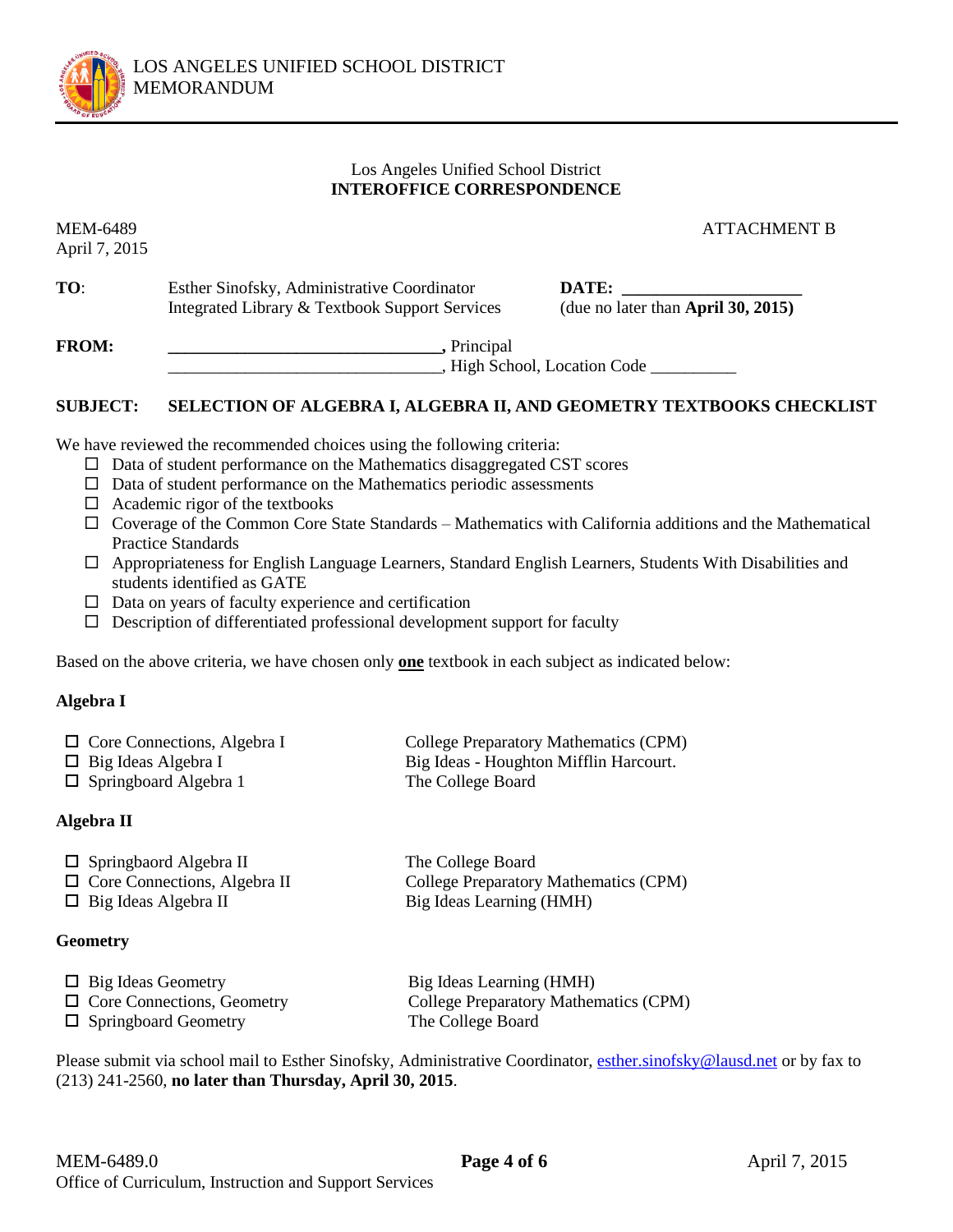LOS ANGELES UNIFIED SCHOOL DISTRICT
MEMORANDUM

Los Angeles Unified School District
**INTEROFFICE CORRESPONDENCE**

MEM-6489
April 7, 2015

ATTACHMENT B

**TO**: Esther Sinofsky, Administrative Coordinator
Integrated Library & Textbook Support Services

**DATE: ____________________**
(due no later than **April 30, 2015)**

**FROM: ________________________________, Principal**
________________________________, High School, Location Code __________

**SUBJECT: SELECTION OF ALGEBRA I, ALGEBRA II, AND GEOMETRY TEXTBOOKS CHECKLIST**

We have reviewed the recommended choices using the following criteria:

- ☐ Data of student performance on the Mathematics disaggregated CST scores
- ☐ Data of student performance on the Mathematics periodic assessments
- ☐ Academic rigor of the textbooks
- ☐ Coverage of the Common Core State Standards – Mathematics with California additions and the Mathematical Practice Standards
- ☐ Appropriateness for English Language Learners, Standard English Learners, Students With Disabilities and students identified as GATE
- ☐ Data on years of faculty experience and certification
- ☐ Description of differentiated professional development support for faculty

Based on the above criteria, we have chosen only **one** textbook in each subject as indicated below:

**Algebra I**

| | |
|---|---|
| ☐ Core Connections, Algebra I | College Preparatory Mathematics (CPM) |
| ☐ Big Ideas Algebra I | Big Ideas - Houghton Mifflin Harcourt. |
| ☐ Springboard Algebra 1 | The College Board |

**Algebra II**

| | |
|---|---|
| ☐ Springbaord Algebra II | The College Board |
| ☐ Core Connections, Algebra II | College Preparatory Mathematics (CPM) |
| ☐ Big Ideas Algebra II | Big Ideas Learning (HMH) |

**Geometry**

| | |
|---|---|
| ☐ Big Ideas Geometry | Big Ideas Learning (HMH) |
| ☐ Core Connections, Geometry | College Preparatory Mathematics (CPM) |
| ☐ Springboard Geometry | The College Board |

Please submit via school mail to Esther Sinofsky, Administrative Coordinator, esther.sinofsky@lausd.net or by fax to (213) 241-2560, **no later than Thursday, April 30, 2015**.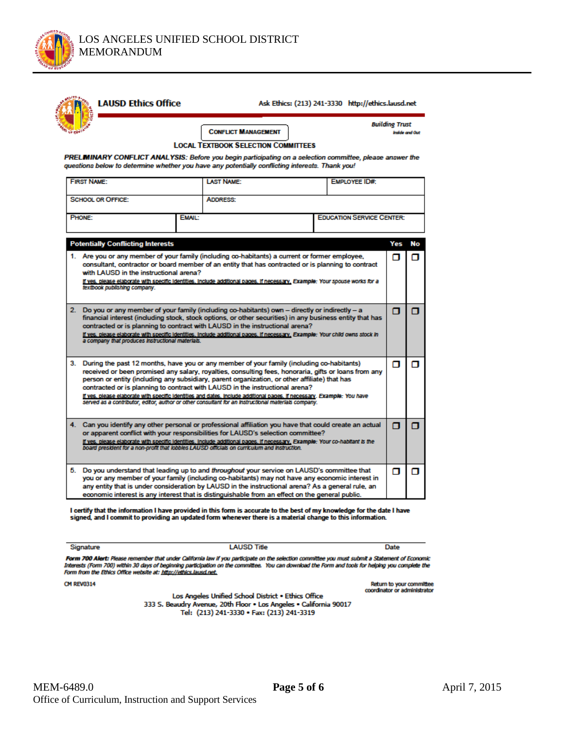LOS ANGELES UNIFIED SCHOOL DISTRICT
MEMORANDUM

**LAUSD Ethics Office**

Ask Ethics: (213) 241-3330 http://ethics.lausd.net

*Building Trust*
*Inside and Out*

**CONFLICT MANAGEMENT**

**LOCAL TEXTBOOK SELECTION COMMITTEES**

***PRELIMINARY CONFLICT ANALYSIS:*** *Before you begin participating on a selection committee, please answer the questions below to determine whether you have any potentially conflicting interests. Thank you!*

| FIRST NAME: | LAST NAME: | EMPLOYEE ID#: |
|---|---|---|
| SCHOOL OR OFFICE: | ADDRESS: | |
| PHONE: | EMAIL: | EDUCATION SERVICE CENTER: |

| Potentially Conflicting Interests | Yes | No |
|---|---|---|
| 1. Are you or any member of your family (including co-habitants) a current or former employee, consultant, contractor or board member of an entity that has contracted or is planning to contract with LAUSD in the instructional arena? <br> If yes, please elaborate with specific identities. Include additional pages, if necessary. **Example:** *Your spouse works for a textbook publishing company.* | ☐ | ☐ |
| 2. Do you or any member of your family (including co-habitants) own – directly or indirectly – a financial interest (including stock, stock options, or other securities) in any business entity that has contracted or is planning to contract with LAUSD in the instructional arena? <br> If yes, please elaborate with specific identities. Include additional pages, if necessary. **Example:** *Your child owns stock in a company that produces instructional materials.* | ☐ | ☐ |
| 3. During the past 12 months, have you or any member of your family (including co-habitants) received or been promised any salary, royalties, consulting fees, honoraria, gifts or loans from any person or entity (including any subsidiary, parent organization, or other affiliate) that has contracted or is planning to contract with LAUSD in the instructional arena? <br> If yes, please elaborate with specific identities and dates. Include additional pages, if necessary. **Example:** *You have served as a contributor, editor, author or other consultant for an instructional materials company.* | ☐ | ☐ |
| 4. Can you identify any other personal or professional affiliation you have that could create an actual or apparent conflict with your responsibilities for LAUSD's selection committee? <br> If yes, please elaborate with specific identities. Include additional pages, if necessary. **Example:** *Your co-habitant is the board president for a non-profit that lobbies LAUSD officials on curriculum and instruction.* | ☐ | ☐ |
| 5. Do you understand that leading up to and *throughout* your service on LAUSD's committee that you or any member of your family (including co-habitants) may not have any economic interest in any entity that is under consideration by LAUSD in the instructional arena? As a general rule, an economic interest is any interest that is distinguishable from an effect on the general public. | ☐ | ☐ |

**I certify that the information I have provided in this form is accurate to the best of my knowledge for the date I have signed, and I commit to providing an updated form whenever there is a material change to this information.**

Signature &nbsp;&nbsp;&nbsp;&nbsp; LAUSD Title &nbsp;&nbsp;&nbsp;&nbsp; Date

***Form 700 Alert:*** *Please remember that under California law if you participate on the selection committee you must submit a Statement of Economic Interests (Form 700) within 30 days of beginning participation on the committee. You can download the Form and tools for helping you complete the Form from the Ethics Office website at:* http://ethics.lausd.net.

CM REV0314

Return to your committee coordinator or administrator

Los Angeles Unified School District • Ethics Office
333 S. Beaudry Avenue, 20th Floor • Los Angeles • California 90017
Tel: (213) 241-3330 • Fax: (213) 241-3319

MEM-6489.0
Office of Curriculum, Instruction and Support Services

April 7, 2015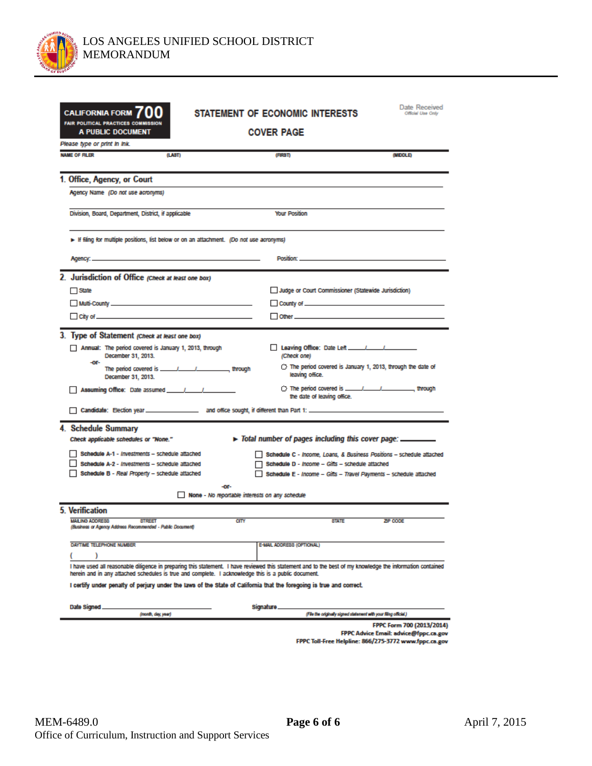LOS ANGELES UNIFIED SCHOOL DISTRICT
MEMORANDUM

**CALIFORNIA FORM 700**
FAIR POLITICAL PRACTICES COMMISSION
A PUBLIC DOCUMENT

## STATEMENT OF ECONOMIC INTERESTS

## COVER PAGE

Date Received
*Official Use Only*

*Please type or print in ink.*

NAME OF FILER (LAST) (FIRST) (MIDDLE)

### 1. Office, Agency, or Court

Agency Name *(Do not use acronyms)*

Division, Board, Department, District, if applicable

Your Position

► If filing for multiple positions, list below or on an attachment. *(Do not use acronyms)*

Agency: ____________________ Position: ____________________

### 2. Jurisdiction of Office *(Check at least one box)*

☐ State

☐ Multi-County ____________________

☐ City of ____________________

☐ Judge or Court Commissioner (Statewide Jurisdiction)

☐ County of ____________________

☐ Other ____________________

### 3. Type of Statement *(Check at least one box)*

☐ **Annual:** The period covered is January 1, 2013, through December 31, 2013.
-or-
The period covered is ____/____/______, through December 31, 2013.

☐ **Assuming Office:** Date assumed ____/____/______

☐ **Leaving Office:** Date Left ____/____/______
*(Check one)*

◯ The period covered is January 1, 2013, through the date of leaving office.

◯ The period covered is ____/____/______, through the date of leaving office.

☐ **Candidate:** Election year __________ and office sought, if different than Part 1: ____________________

### 4. Schedule Summary

*Check applicable schedules or "None."*

► *Total number of pages including this cover page:* ______

☐ **Schedule A-1** - *Investments* – schedule attached

☐ **Schedule A-2** - *Investments* – schedule attached

☐ **Schedule B** - *Real Property* – schedule attached

☐ **Schedule C** - *Income, Loans, & Business Positions* – schedule attached

☐ **Schedule D** - *Income – Gifts* – schedule attached

☐ **Schedule E** - *Income – Gifts – Travel Payments* – schedule attached

-or-

☐ **None** - *No reportable interests on any schedule*

### 5. Verification

MAILING ADDRESS STREET CITY STATE ZIP CODE
*(Business or Agency Address Recommended - Public Document)*

DAYTIME TELEPHONE NUMBER
(    )

E-MAIL ADDRESS (OPTIONAL)

I have used all reasonable diligence in preparing this statement. I have reviewed this statement and to the best of my knowledge the information contained herein and in any attached schedules is true and complete. I acknowledge this is a public document.

**I certify under penalty of perjury under the laws of the State of California that the foregoing is true and correct.**

**Date Signed** ____________________ *(month, day, year)*

**Signature** ____________________ *(File the originally signed statement with your filing official.)*

**FPPC Form 700 (2013/2014)**
**FPPC Advice Email: advice@fppc.ca.gov**
**FPPC Toll-Free Helpline: 866/275-3772 www.fppc.ca.gov**

MEM-6489.0
Office of Curriculum, Instruction and Support Services

April 7, 2015